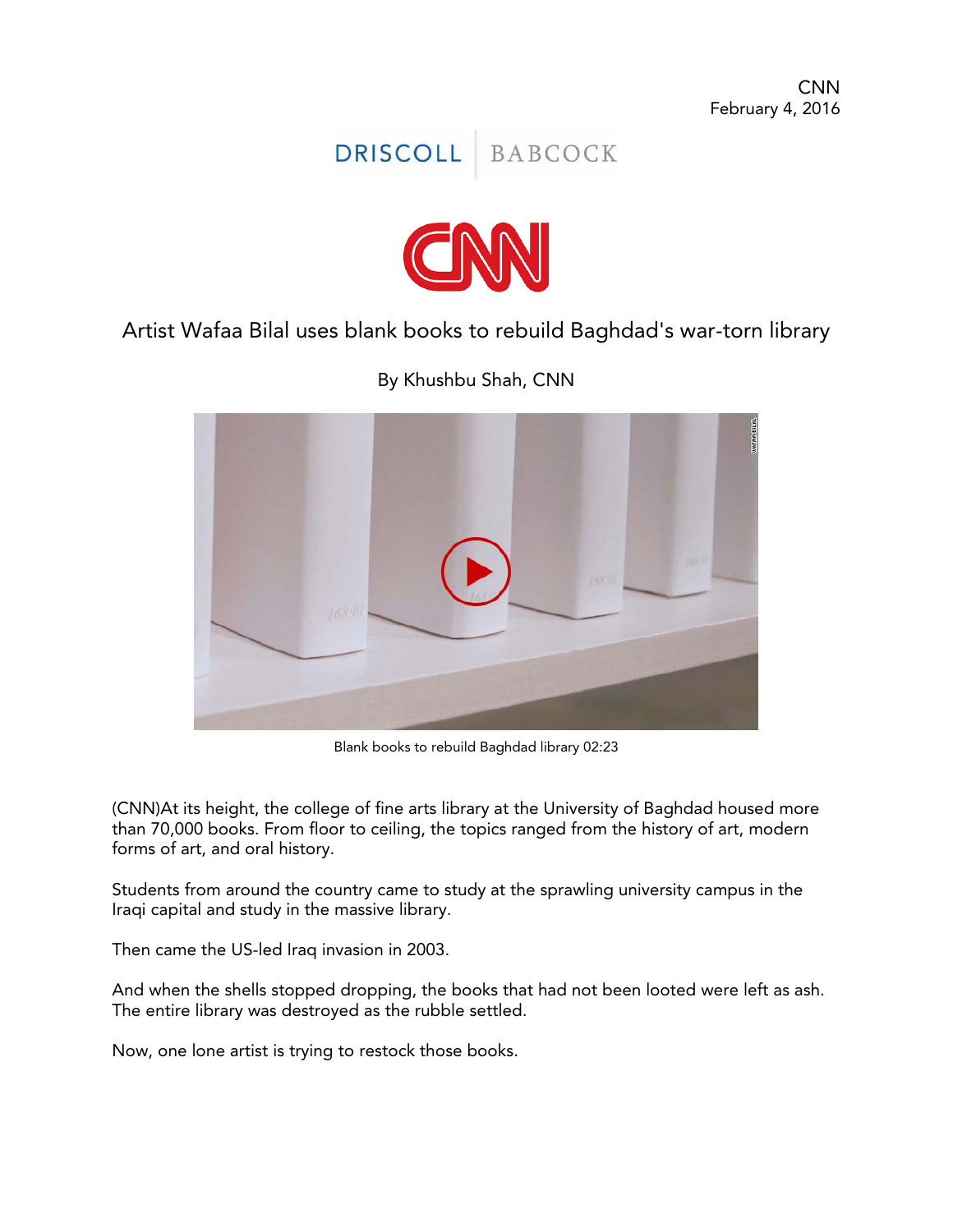CNN
February 4, 2016

DRISCOLL | BABCOCK

# Artist Wafaa Bilal uses blank books to rebuild Baghdad's war-torn library

By Khushbu Shah, CNN

Blank books to rebuild Baghdad library 02:23

(CNN)At its height, the college of fine arts library at the University of Baghdad housed more than 70,000 books. From floor to ceiling, the topics ranged from the history of art, modern forms of art, and oral history.

Students from around the country came to study at the sprawling university campus in the Iraqi capital and study in the massive library.

Then came the US-led Iraq invasion in 2003.

And when the shells stopped dropping, the books that had not been looted were left as ash. The entire library was destroyed as the rubble settled.

Now, one lone artist is trying to restock those books.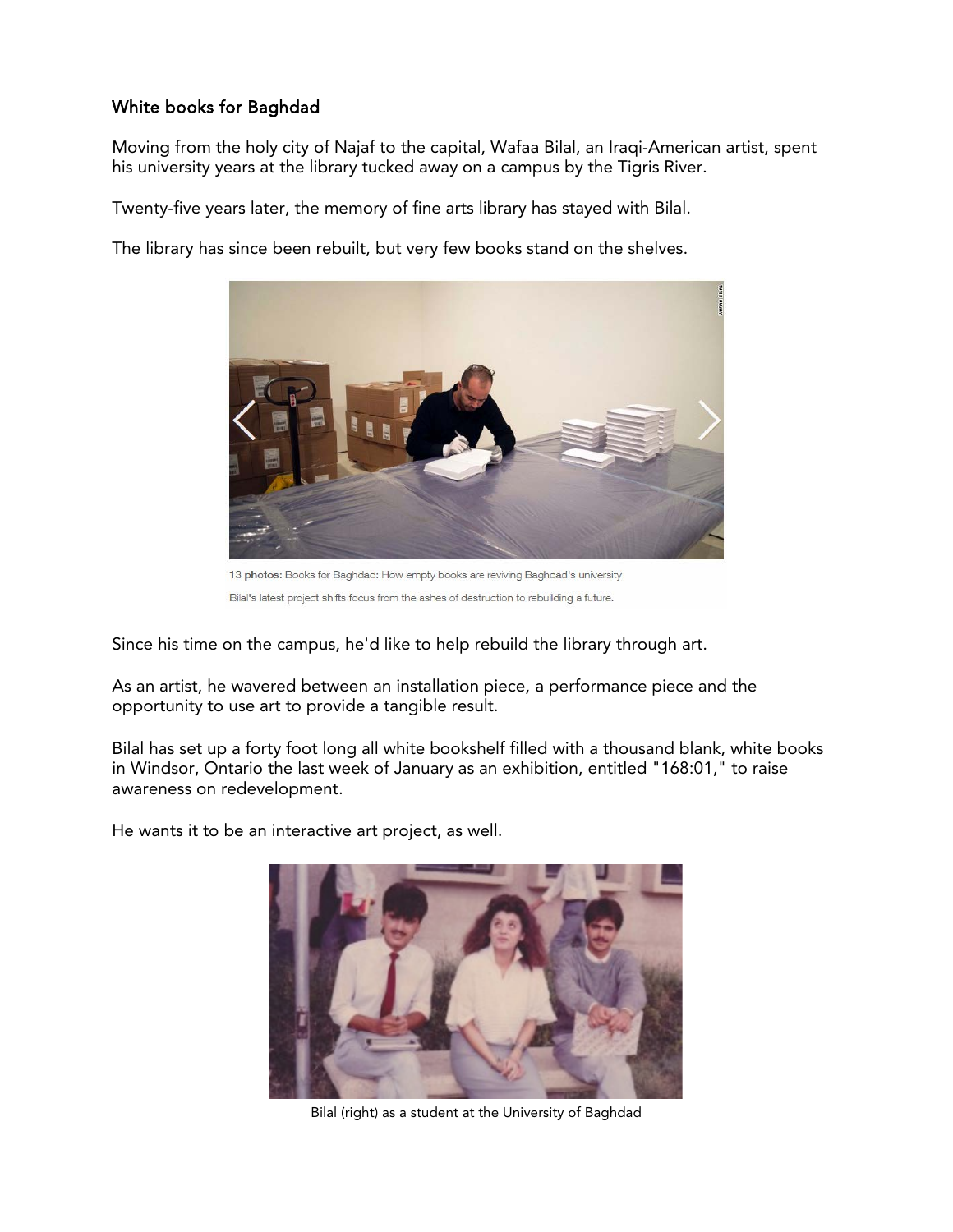## White books for Baghdad

Moving from the holy city of Najaf to the capital, Wafaa Bilal, an Iraqi-American artist, spent his university years at the library tucked away on a campus by the Tigris River.

Twenty-five years later, the memory of fine arts library has stayed with Bilal.

The library has since been rebuilt, but very few books stand on the shelves.

13 photos: Books for Baghdad: How empty books are reviving Baghdad's university

Bilal's latest project shifts focus from the ashes of destruction to rebuilding a future.

Since his time on the campus, he'd like to help rebuild the library through art.

As an artist, he wavered between an installation piece, a performance piece and the opportunity to use art to provide a tangible result.

Bilal has set up a forty foot long all white bookshelf filled with a thousand blank, white books in Windsor, Ontario the last week of January as an exhibition, entitled "168:01," to raise awareness on redevelopment.

He wants it to be an interactive art project, as well.

Bilal (right) as a student at the University of Baghdad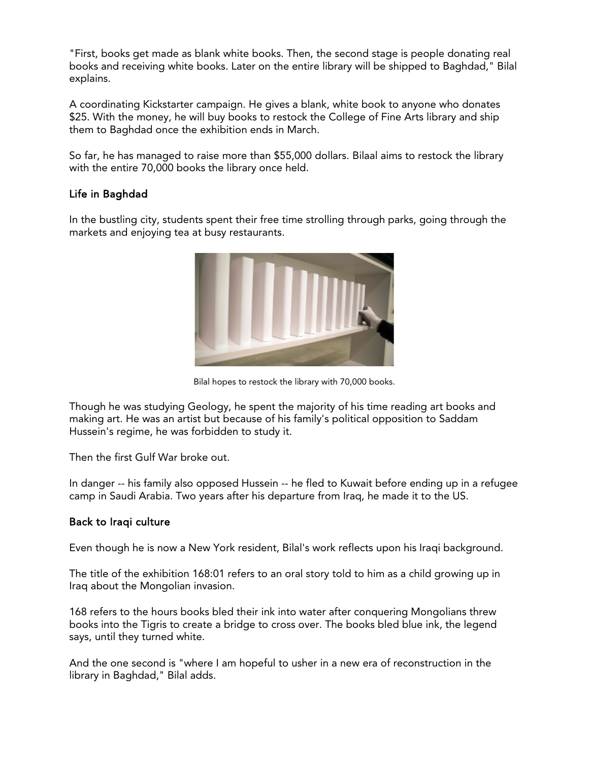"First, books get made as blank white books. Then, the second stage is people donating real books and receiving white books. Later on the entire library will be shipped to Baghdad," Bilal explains.

A coordinating Kickstarter campaign. He gives a blank, white book to anyone who donates $25. With the money, he will buy books to restock the College of Fine Arts library and ship them to Baghdad once the exhibition ends in March.

So far, he has managed to raise more than $55,000 dollars. Bilaal aims to restock the library with the entire 70,000 books the library once held.

## Life in Baghdad

In the bustling city, students spent their free time strolling through parks, going through the markets and enjoying tea at busy restaurants.

Bilal hopes to restock the library with 70,000 books.

Though he was studying Geology, he spent the majority of his time reading art books and making art. He was an artist but because of his family's political opposition to Saddam Hussein's regime, he was forbidden to study it.

Then the first Gulf War broke out.

In danger -- his family also opposed Hussein -- he fled to Kuwait before ending up in a refugee camp in Saudi Arabia. Two years after his departure from Iraq, he made it to the US.

## Back to Iraqi culture

Even though he is now a New York resident, Bilal's work reflects upon his Iraqi background.

The title of the exhibition 168:01 refers to an oral story told to him as a child growing up in Iraq about the Mongolian invasion.

168 refers to the hours books bled their ink into water after conquering Mongolians threw books into the Tigris to create a bridge to cross over. The books bled blue ink, the legend says, until they turned white.

And the one second is "where I am hopeful to usher in a new era of reconstruction in the library in Baghdad," Bilal adds.